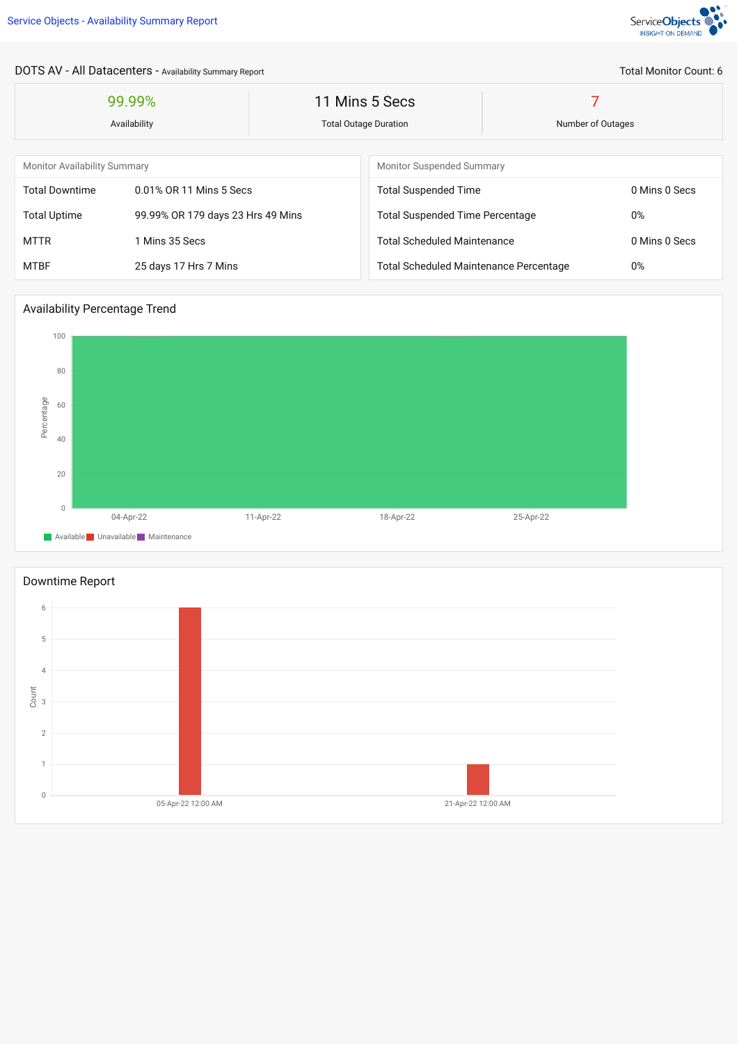# DOTS AV - All Datacenters - Availability Summary Report

Total Monitor Count: 6

| 99.99% | 11 Mins 5 Secs | 7 |
| --- | --- | --- |
| Availability | Total Outage Duration | Number of Outages |

## Monitor Availability Summary

| | |
| --- | --- |
| Total Downtime | 0.01% OR 11 Mins 5 Secs |
| Total Uptime | 99.99% OR 179 days 23 Hrs 49 Mins |
| MTTR | 1 Mins 35 Secs |
| MTBF | 25 days 17 Hrs 7 Mins |

## Monitor Suspended Summary

| | |
| --- | --- |
| Total Suspended Time | 0 Mins 0 Secs |
| Total Suspended Time Percentage | 0% |
| Total Scheduled Maintenance | 0 Mins 0 Secs |
| Total Scheduled Maintenance Percentage | 0% |

## Availability Percentage Trend

Percentage: 0, 20, 40, 60, 80, 100

04-Apr-22, 11-Apr-22, 18-Apr-22, 25-Apr-22

Available, Unavailable, Maintenance

## Downtime Report

Count: 0, 1, 2, 3, 4, 5, 6

05-Apr-22 12:00 AM, 21-Apr-22 12:00 AM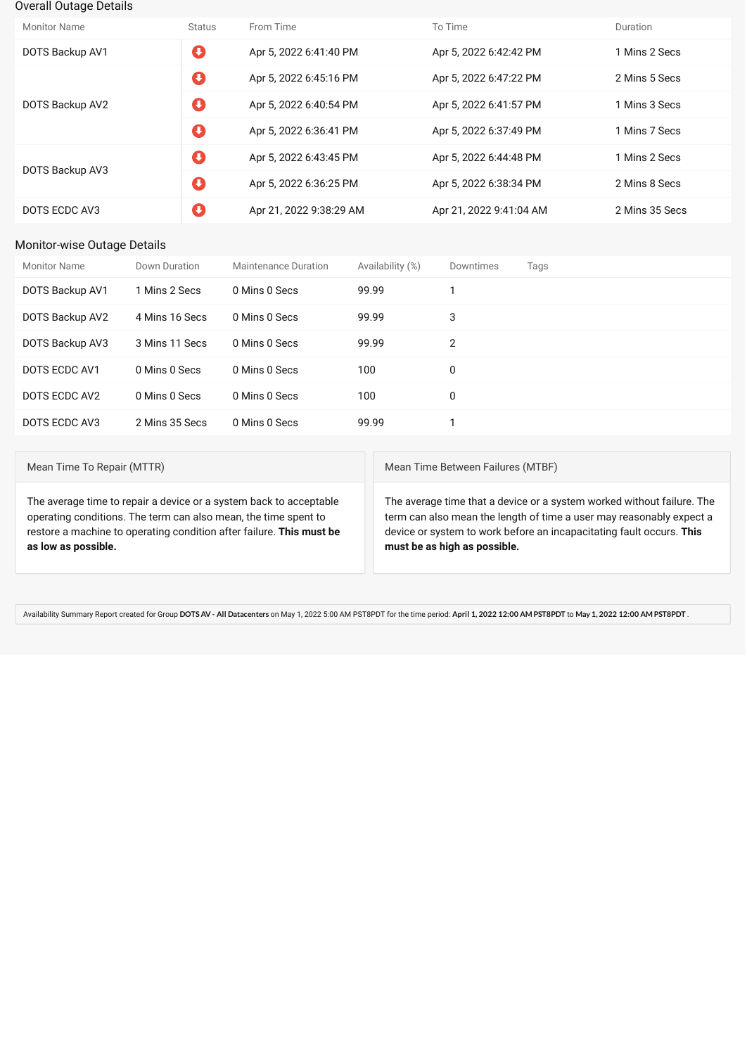## Overall Outage Details

| Monitor Name | Status | From Time | To Time | Duration |
|---|---|---|---|---|
| DOTS Backup AV1 | | Apr 5, 2022 6:41:40 PM | Apr 5, 2022 6:42:42 PM | 1 Mins 2 Secs |
| DOTS Backup AV2 | | Apr 5, 2022 6:45:16 PM | Apr 5, 2022 6:47:22 PM | 2 Mins 5 Secs |
| | | Apr 5, 2022 6:40:54 PM | Apr 5, 2022 6:41:57 PM | 1 Mins 3 Secs |
| | | Apr 5, 2022 6:36:41 PM | Apr 5, 2022 6:37:49 PM | 1 Mins 7 Secs |
| DOTS Backup AV3 | | Apr 5, 2022 6:43:45 PM | Apr 5, 2022 6:44:48 PM | 1 Mins 2 Secs |
| | | Apr 5, 2022 6:36:25 PM | Apr 5, 2022 6:38:34 PM | 2 Mins 8 Secs |
| DOTS ECDC AV3 | | Apr 21, 2022 9:38:29 AM | Apr 21, 2022 9:41:04 AM | 2 Mins 35 Secs |

## Monitor-wise Outage Details

| Monitor Name | Down Duration | Maintenance Duration | Availability (%) | Downtimes | Tags |
|---|---|---|---|---|---|
| DOTS Backup AV1 | 1 Mins 2 Secs | 0 Mins 0 Secs | 99.99 | 1 | |
| DOTS Backup AV2 | 4 Mins 16 Secs | 0 Mins 0 Secs | 99.99 | 3 | |
| DOTS Backup AV3 | 3 Mins 11 Secs | 0 Mins 0 Secs | 99.99 | 2 | |
| DOTS ECDC AV1 | 0 Mins 0 Secs | 0 Mins 0 Secs | 100 | 0 | |
| DOTS ECDC AV2 | 0 Mins 0 Secs | 0 Mins 0 Secs | 100 | 0 | |
| DOTS ECDC AV3 | 2 Mins 35 Secs | 0 Mins 0 Secs | 99.99 | 1 | |

### Mean Time To Repair (MTTR)

The average time to repair a device or a system back to acceptable operating conditions. The term can also mean, the time spent to restore a machine to operating condition after failure. **This must be as low as possible.**

### Mean Time Between Failures (MTBF)

The average time that a device or a system worked without failure. The term can also mean the length of time a user may reasonably expect a device or system to work before an incapacitating fault occurs. **This must be as high as possible.**

Availability Summary Report created for Group **DOTS AV - All Datacenters** on May 1, 2022 5:00 AM PST8PDT for the time period: **April 1, 2022 12:00 AM PST8PDT** to **May 1, 2022 12:00 AM PST8PDT** .